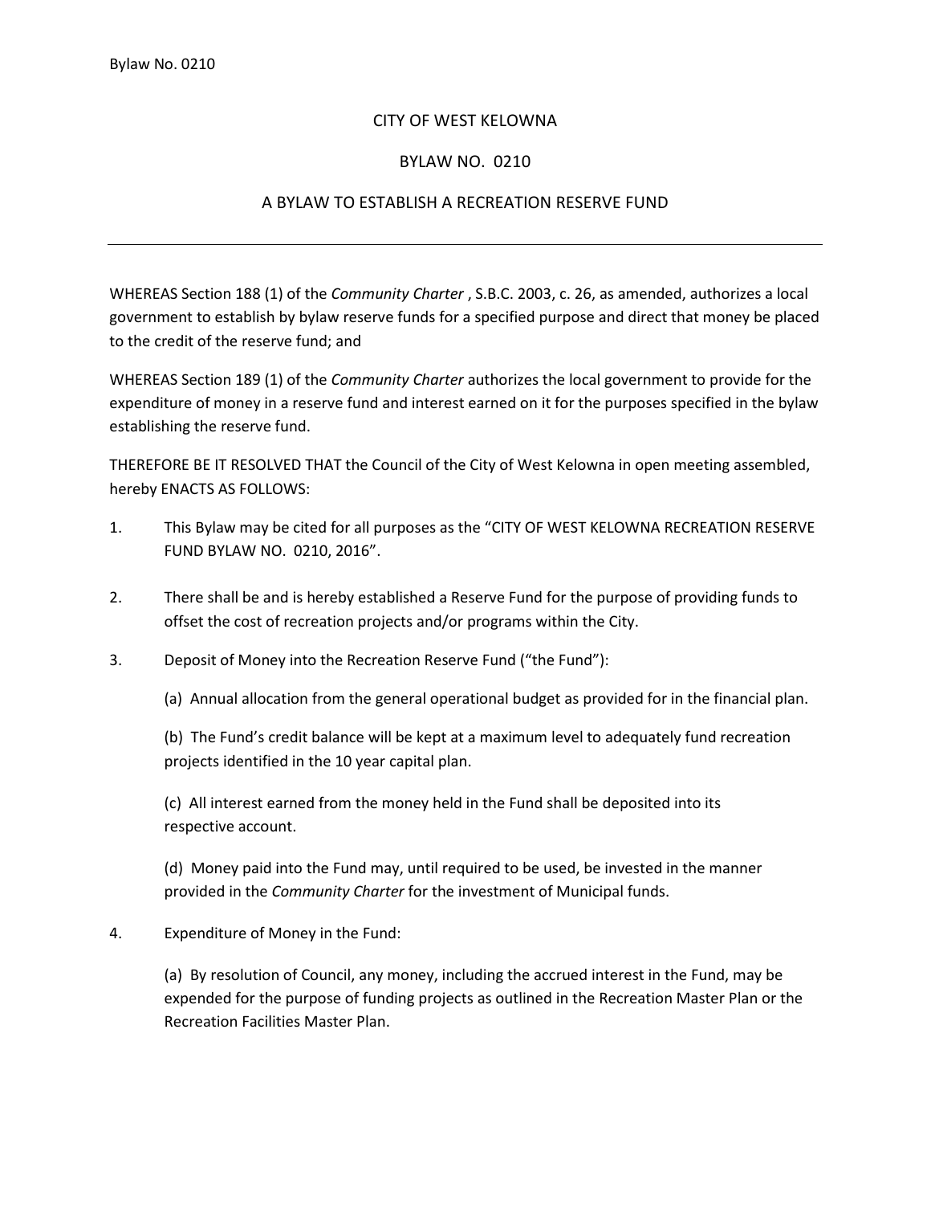# CITY OF WEST KELOWNA

## BYLAW NO. 0210

## A BYLAW TO ESTABLISH A RECREATION RESERVE FUND

---

WHEREAS Section 188 (1) of the *Community Charter* , S.B.C. 2003, c. 26, as amended, authorizes a local government to establish by bylaw reserve funds for a specified purpose and direct that money be placed to the credit of the reserve fund; and

WHEREAS Section 189 (1) of the *Community Charter* authorizes the local government to provide for the expenditure of money in a reserve fund and interest earned on it for the purposes specified in the bylaw establishing the reserve fund.

THEREFORE BE IT RESOLVED THAT the Council of the City of West Kelowna in open meeting assembled, hereby ENACTS AS FOLLOWS:

1. This Bylaw may be cited for all purposes as the "CITY OF WEST KELOWNA RECREATION RESERVE FUND BYLAW NO. 0210, 2016".

2. There shall be and is hereby established a Reserve Fund for the purpose of providing funds to offset the cost of recreation projects and/or programs within the City.

3. Deposit of Money into the Recreation Reserve Fund ("the Fund"):

   (a) Annual allocation from the general operational budget as provided for in the financial plan.

   (b) The Fund's credit balance will be kept at a maximum level to adequately fund recreation projects identified in the 10 year capital plan.

   (c) All interest earned from the money held in the Fund shall be deposited into its respective account.

   (d) Money paid into the Fund may, until required to be used, be invested in the manner provided in the *Community Charter* for the investment of Municipal funds.

4. Expenditure of Money in the Fund:

   (a) By resolution of Council, any money, including the accrued interest in the Fund, may be expended for the purpose of funding projects as outlined in the Recreation Master Plan or the Recreation Facilities Master Plan.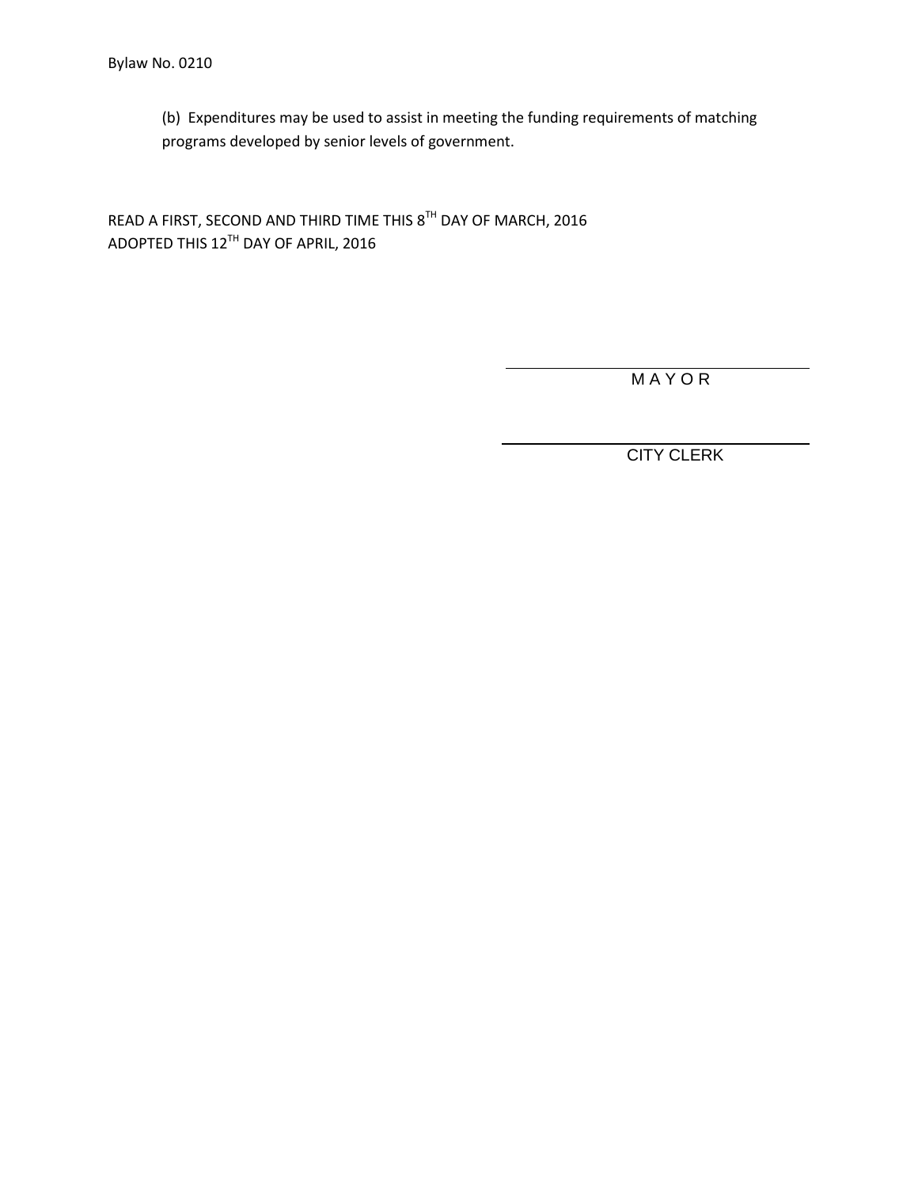(b) Expenditures may be used to assist in meeting the funding requirements of matching programs developed by senior levels of government.

READ A FIRST, SECOND AND THIRD TIME THIS 8TH DAY OF MARCH, 2016
ADOPTED THIS 12TH DAY OF APRIL, 2016

\_\_\_\_\_\_\_\_\_\_\_\_\_\_\_\_\_\_\_\_\_\_\_\_\_\_\_\_\_\_

M A Y O R

\_\_\_\_\_\_\_\_\_\_\_\_\_\_\_\_\_\_\_\_\_\_\_\_\_\_\_\_\_\_

CITY CLERK